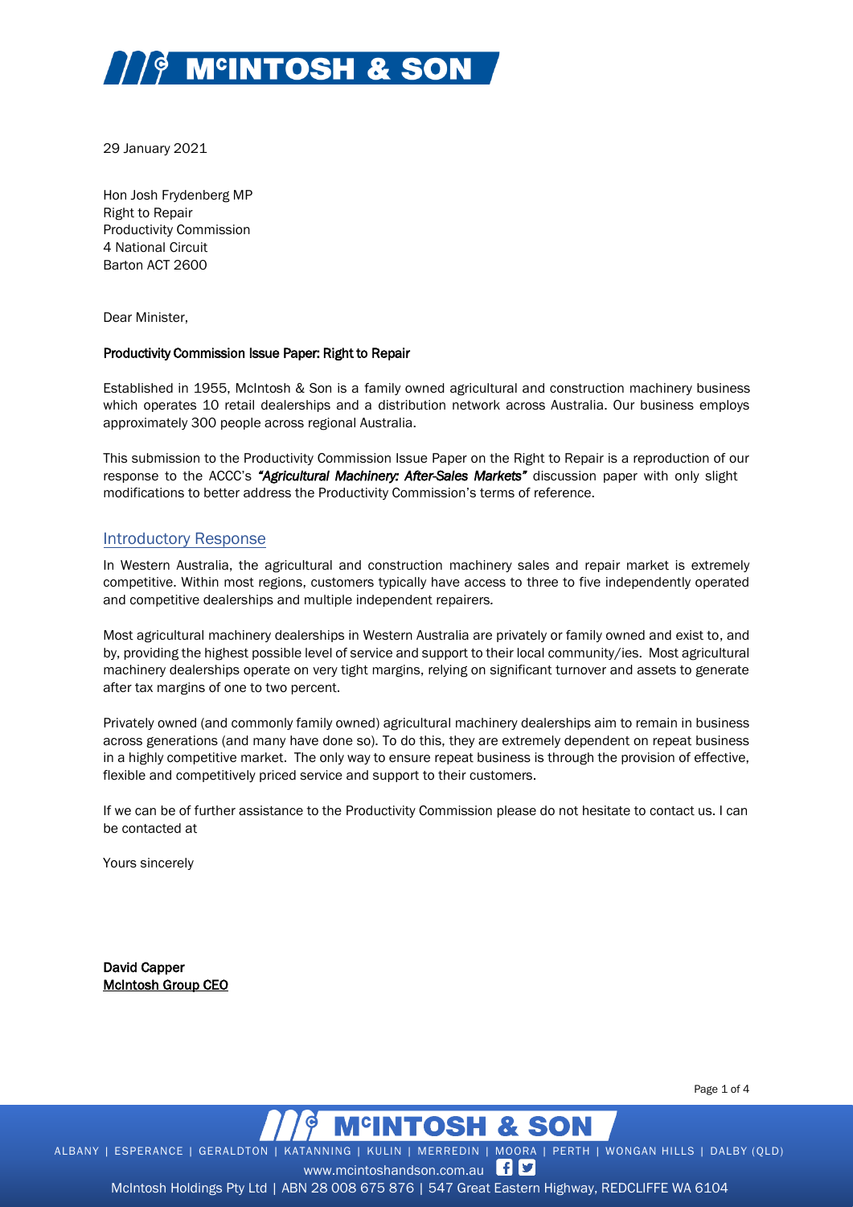29 January 2021

Hon Josh Frydenberg MP
Right to Repair
Productivity Commission
4 National Circuit
Barton ACT 2600

Dear Minister,

**Productivity Commission Issue Paper: Right to Repair**

Established in 1955, McIntosh & Son is a family owned agricultural and construction machinery business which operates 10 retail dealerships and a distribution network across Australia. Our business employs approximately 300 people across regional Australia.

This submission to the Productivity Commission Issue Paper on the Right to Repair is a reproduction of our response to the ACCC's ***"Agricultural Machinery: After-Sales Markets"*** discussion paper with only slight modifications to better address the Productivity Commission's terms of reference.

## Introductory Response

In Western Australia, the agricultural and construction machinery sales and repair market is extremely competitive. Within most regions, customers typically have access to three to five independently operated and competitive dealerships and multiple independent repairers.

Most agricultural machinery dealerships in Western Australia are privately or family owned and exist to, and by, providing the highest possible level of service and support to their local community/ies. Most agricultural machinery dealerships operate on very tight margins, relying on significant turnover and assets to generate after tax margins of one to two percent.

Privately owned (and commonly family owned) agricultural machinery dealerships aim to remain in business across generations (and many have done so). To do this, they are extremely dependent on repeat business in a highly competitive market. The only way to ensure repeat business is through the provision of effective, flexible and competitively priced service and support to their customers.

If we can be of further assistance to the Productivity Commission please do not hesitate to contact us. I can be contacted at

Yours sincerely

**David Capper**
**McIntosh Group CEO**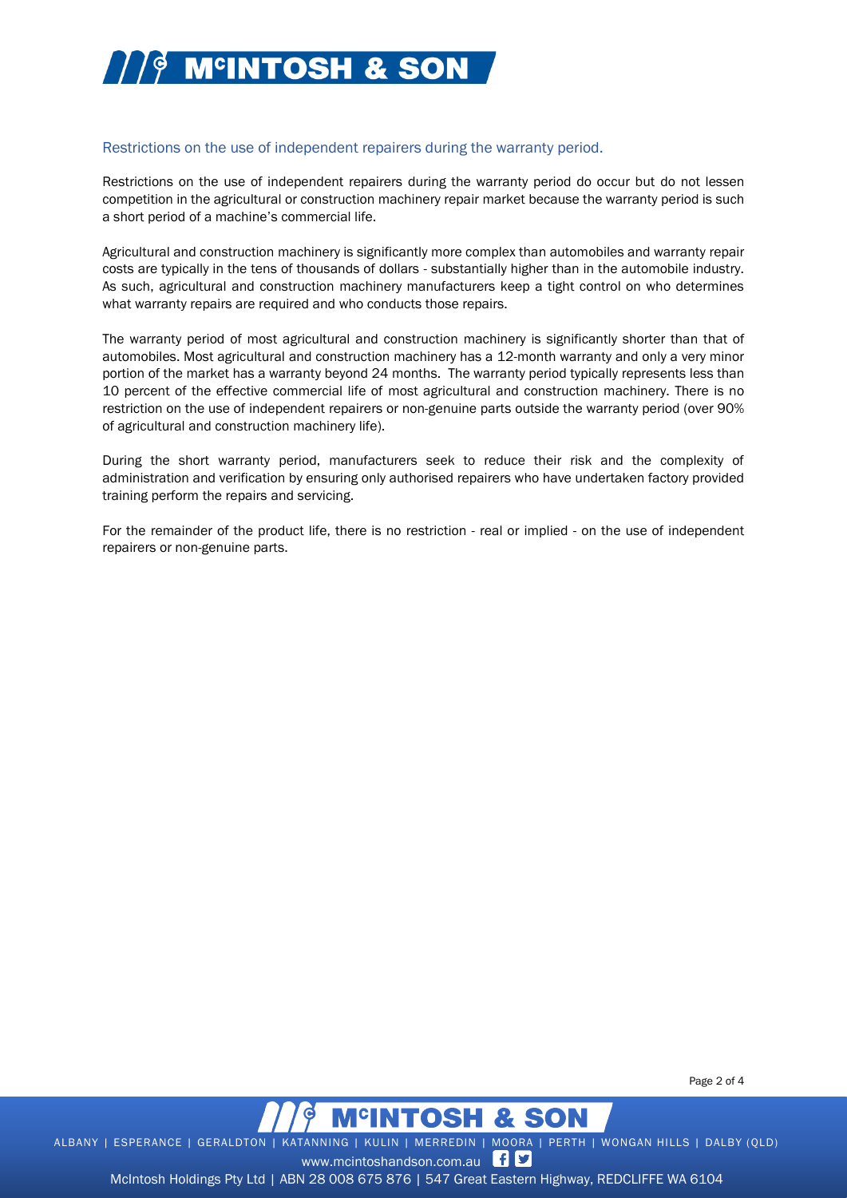## Restrictions on the use of independent repairers during the warranty period.

Restrictions on the use of independent repairers during the warranty period do occur but do not lessen competition in the agricultural or construction machinery repair market because the warranty period is such a short period of a machine's commercial life.

Agricultural and construction machinery is significantly more complex than automobiles and warranty repair costs are typically in the tens of thousands of dollars - substantially higher than in the automobile industry. As such, agricultural and construction machinery manufacturers keep a tight control on who determines what warranty repairs are required and who conducts those repairs.

The warranty period of most agricultural and construction machinery is significantly shorter than that of automobiles. Most agricultural and construction machinery has a 12-month warranty and only a very minor portion of the market has a warranty beyond 24 months. The warranty period typically represents less than 10 percent of the effective commercial life of most agricultural and construction machinery. There is no restriction on the use of independent repairers or non-genuine parts outside the warranty period (over 90% of agricultural and construction machinery life).

During the short warranty period, manufacturers seek to reduce their risk and the complexity of administration and verification by ensuring only authorised repairers who have undertaken factory provided training perform the repairs and servicing.

For the remainder of the product life, there is no restriction - real or implied - on the use of independent repairers or non-genuine parts.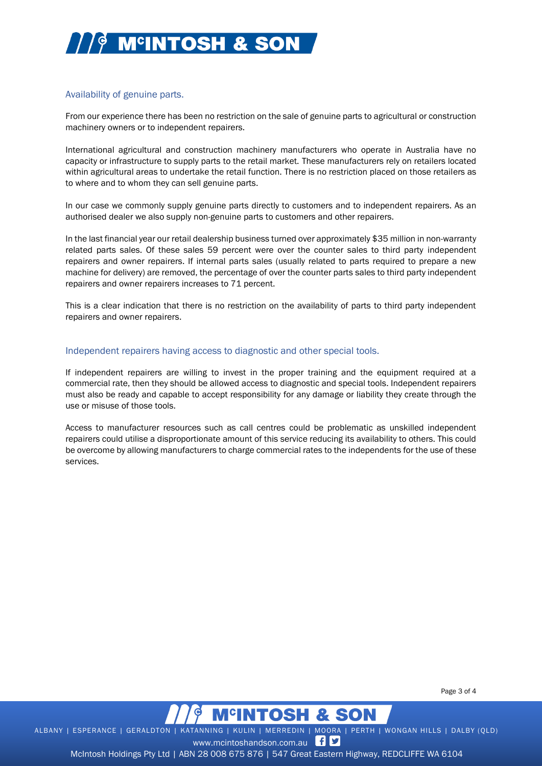## Availability of genuine parts.

From our experience there has been no restriction on the sale of genuine parts to agricultural or construction machinery owners or to independent repairers.

International agricultural and construction machinery manufacturers who operate in Australia have no capacity or infrastructure to supply parts to the retail market. These manufacturers rely on retailers located within agricultural areas to undertake the retail function. There is no restriction placed on those retailers as to where and to whom they can sell genuine parts.

In our case we commonly supply genuine parts directly to customers and to independent repairers. As an authorised dealer we also supply non-genuine parts to customers and other repairers.

In the last financial year our retail dealership business turned over approximately $35 million in non-warranty related parts sales. Of these sales 59 percent were over the counter sales to third party independent repairers and owner repairers. If internal parts sales (usually related to parts required to prepare a new machine for delivery) are removed, the percentage of over the counter parts sales to third party independent repairers and owner repairers increases to 71 percent.

This is a clear indication that there is no restriction on the availability of parts to third party independent repairers and owner repairers.

## Independent repairers having access to diagnostic and other special tools.

If independent repairers are willing to invest in the proper training and the equipment required at a commercial rate, then they should be allowed access to diagnostic and special tools. Independent repairers must also be ready and capable to accept responsibility for any damage or liability they create through the use or misuse of those tools.

Access to manufacturer resources such as call centres could be problematic as unskilled independent repairers could utilise a disproportionate amount of this service reducing its availability to others. This could be overcome by allowing manufacturers to charge commercial rates to the independents for the use of these services.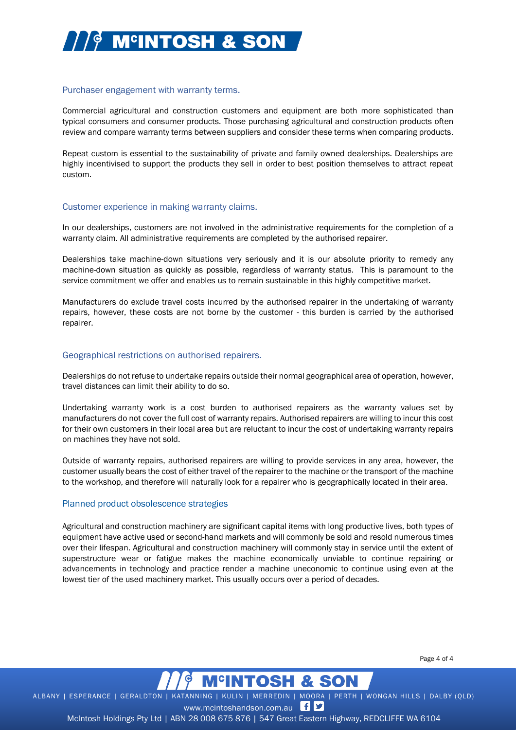## Purchaser engagement with warranty terms.

Commercial agricultural and construction customers and equipment are both more sophisticated than typical consumers and consumer products. Those purchasing agricultural and construction products often review and compare warranty terms between suppliers and consider these terms when comparing products.

Repeat custom is essential to the sustainability of private and family owned dealerships. Dealerships are highly incentivised to support the products they sell in order to best position themselves to attract repeat custom.

## Customer experience in making warranty claims.

In our dealerships, customers are not involved in the administrative requirements for the completion of a warranty claim. All administrative requirements are completed by the authorised repairer.

Dealerships take machine-down situations very seriously and it is our absolute priority to remedy any machine-down situation as quickly as possible, regardless of warranty status. This is paramount to the service commitment we offer and enables us to remain sustainable in this highly competitive market.

Manufacturers do exclude travel costs incurred by the authorised repairer in the undertaking of warranty repairs, however, these costs are not borne by the customer - this burden is carried by the authorised repairer.

## Geographical restrictions on authorised repairers.

Dealerships do not refuse to undertake repairs outside their normal geographical area of operation, however, travel distances can limit their ability to do so.

Undertaking warranty work is a cost burden to authorised repairers as the warranty values set by manufacturers do not cover the full cost of warranty repairs. Authorised repairers are willing to incur this cost for their own customers in their local area but are reluctant to incur the cost of undertaking warranty repairs on machines they have not sold.

Outside of warranty repairs, authorised repairers are willing to provide services in any area, however, the customer usually bears the cost of either travel of the repairer to the machine or the transport of the machine to the workshop, and therefore will naturally look for a repairer who is geographically located in their area.

## Planned product obsolescence strategies

Agricultural and construction machinery are significant capital items with long productive lives, both types of equipment have active used or second-hand markets and will commonly be sold and resold numerous times over their lifespan. Agricultural and construction machinery will commonly stay in service until the extent of superstructure wear or fatigue makes the machine economically unviable to continue repairing or advancements in technology and practice render a machine uneconomic to continue using even at the lowest tier of the used machinery market. This usually occurs over a period of decades.